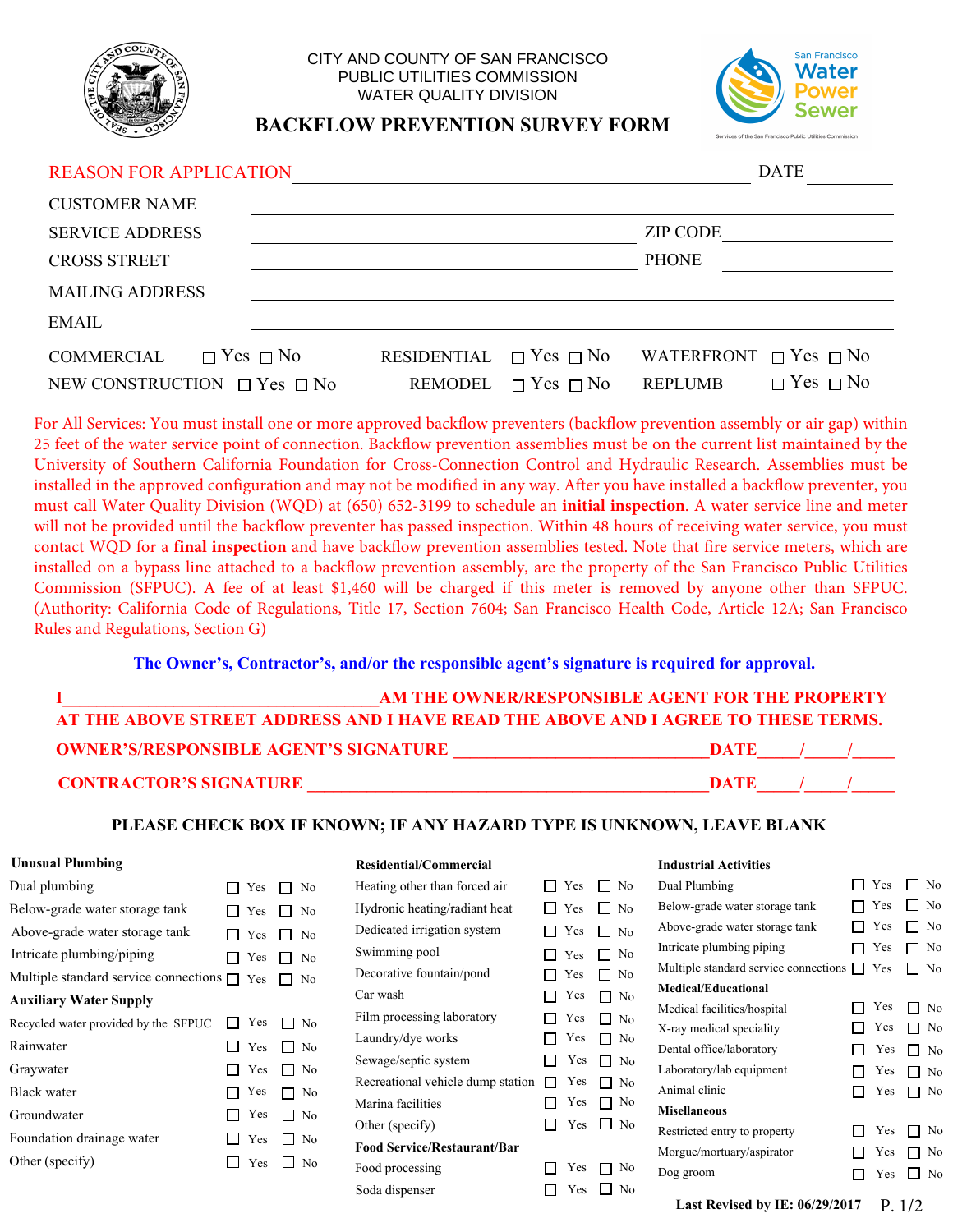CITY AND COUNTY OF SAN FRANCISCO
PUBLIC UTILITIES COMMISSION
WATER QUALITY DIVISION

San Francisco Water Power Sewer
Services of the San Francisco Public Utilities Commission

# BACKFLOW PREVENTION SURVEY FORM

REASON FOR APPLICATION ______________________ DATE __________

CUSTOMER NAME ______________________

SERVICE ADDRESS ______________________ ZIP CODE __________

CROSS STREET ______________________ PHONE __________

MAILING ADDRESS ______________________

EMAIL ______________________

COMMERCIAL ☐ Yes ☐ No RESIDENTIAL ☐ Yes ☐ No WATERFRONT ☐ Yes ☐ No

NEW CONSTRUCTION ☐ Yes ☐ No REMODEL ☐ Yes ☐ No REPLUMB ☐ Yes ☐ No

For All Services: You must install one or more approved backflow preventers (backflow prevention assembly or air gap) within 25 feet of the water service point of connection. Backflow prevention assemblies must be on the current list maintained by the University of Southern California Foundation for Cross-Connection Control and Hydraulic Research. Assemblies must be installed in the approved configuration and may not be modified in any way. After you have installed a backflow preventer, you must call Water Quality Division (WQD) at (650) 652-3199 to schedule an **initial inspection**. A water service line and meter will not be provided until the backflow preventer has passed inspection. Within 48 hours of receiving water service, you must contact WQD for a **final inspection** and have backflow prevention assemblies tested. Note that fire service meters, which are installed on a bypass line attached to a backflow prevention assembly, are the property of the San Francisco Public Utilities Commission (SFPUC). A fee of at least $1,460 will be charged if this meter is removed by anyone other than SFPUC. (Authority: California Code of Regulations, Title 17, Section 7604; San Francisco Health Code, Article 12A; San Francisco Rules and Regulations, Section G)

**The Owner's, Contractor's, and/or the responsible agent's signature is required for approval.**

**I____________________AM THE OWNER/RESPONSIBLE AGENT FOR THE PROPERTY AT THE ABOVE STREET ADDRESS AND I HAVE READ THE ABOVE AND I AGREE TO THESE TERMS.**

**OWNER'S/RESPONSIBLE AGENT'S SIGNATURE ____________________ DATE____/____/____**

**CONTRACTOR'S SIGNATURE ____________________ DATE____/____/____**

**PLEASE CHECK BOX IF KNOWN; IF ANY HAZARD TYPE IS UNKNOWN, LEAVE BLANK**

**Unusual Plumbing**

| | | |
|---|---|---|
| Dual plumbing | ☐ Yes | ☐ No |
| Below-grade water storage tank | ☐ Yes | ☐ No |
| Above-grade water storage tank | ☐ Yes | ☐ No |
| Intricate plumbing/piping | ☐ Yes | ☐ No |
| Multiple standard service connections | ☐ Yes | ☐ No |

**Auxiliary Water Supply**

| | | |
|---|---|---|
| Recycled water provided by the SFPUC | ☐ Yes | ☐ No |
| Rainwater | ☐ Yes | ☐ No |
| Graywater | ☐ Yes | ☐ No |
| Black water | ☐ Yes | ☐ No |
| Groundwater | ☐ Yes | ☐ No |
| Foundation drainage water | ☐ Yes | ☐ No |
| Other (specify) | ☐ Yes | ☐ No |

**Residential/Commercial**

| | | |
|---|---|---|
| Heating other than forced air | ☐ Yes | ☐ No |
| Hydronic heating/radiant heat | ☐ Yes | ☐ No |
| Dedicated irrigation system | ☐ Yes | ☐ No |
| Swimming pool | ☐ Yes | ☐ No |
| Decorative fountain/pond | ☐ Yes | ☐ No |
| Car wash | ☐ Yes | ☐ No |
| Film processing laboratory | ☐ Yes | ☐ No |
| Laundry/dye works | ☐ Yes | ☐ No |
| Sewage/septic system | ☐ Yes | ☐ No |
| Recreational vehicle dump station | ☐ Yes | ☐ No |
| Marina facilities | ☐ Yes | ☐ No |
| Other (specify) | ☐ Yes | ☐ No |

**Food Service/Restaurant/Bar**

| | | |
|---|---|---|
| Food processing | ☐ Yes | ☐ No |
| Soda dispenser | ☐ Yes | ☐ No |

**Industrial Activities**

| | | |
|---|---|---|
| Dual Plumbing | ☐ Yes | ☐ No |
| Below-grade water storage tank | ☐ Yes | ☐ No |
| Above-grade water storage tank | ☐ Yes | ☐ No |
| Intricate plumbing piping | ☐ Yes | ☐ No |
| Multiple standard service connections | ☐ Yes | ☐ No |

**Medical/Educational**

| | | |
|---|---|---|
| Medical facilities/hospital | ☐ Yes | ☐ No |
| X-ray medical speciality | ☐ Yes | ☐ No |
| Dental office/laboratory | ☐ Yes | ☐ No |
| Laboratory/lab equipment | ☐ Yes | ☐ No |
| Animal clinic | ☐ Yes | ☐ No |

**Miscellaneous**

| | | |
|---|---|---|
| Restricted entry to property | ☐ Yes | ☐ No |
| Morgue/mortuary/aspirator | ☐ Yes | ☐ No |
| Dog groom | ☐ Yes | ☐ No |

**Last Revised by IE: 06/29/2017**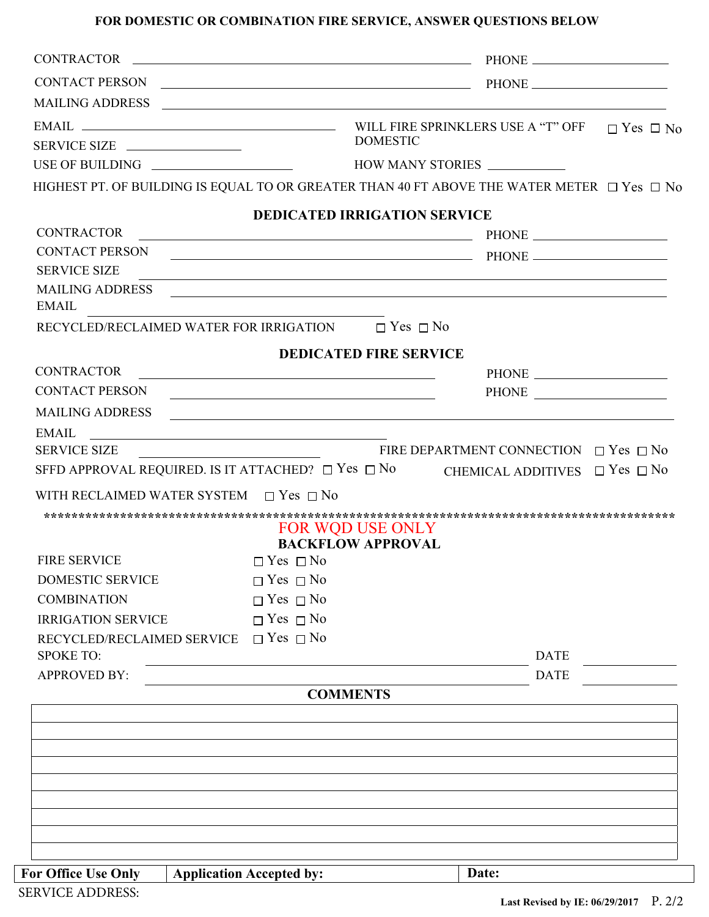**FOR DOMESTIC OR COMBINATION FIRE SERVICE, ANSWER QUESTIONS BELOW**

CONTRACTOR ____________________ PHONE __________

CONTACT PERSON ____________________ PHONE __________

MAILING ADDRESS ____________________

EMAIL ____________________ WILL FIRE SPRINKLERS USE A "T" OFF DOMESTIC ☐ Yes ☐ No

SERVICE SIZE __________

USE OF BUILDING __________ HOW MANY STORIES __________

HIGHEST PT. OF BUILDING IS EQUAL TO OR GREATER THAN 40 FT ABOVE THE WATER METER ☐ Yes ☐ No

## DEDICATED IRRIGATION SERVICE

CONTRACTOR ____________________ PHONE __________

CONTACT PERSON ____________________ PHONE __________

SERVICE SIZE ____________________

MAILING ADDRESS ____________________

EMAIL ____________________

RECYCLED/RECLAIMED WATER FOR IRRIGATION ☐ Yes ☐ No

## DEDICATED FIRE SERVICE

CONTRACTOR ____________________ PHONE __________

CONTACT PERSON ____________________ PHONE __________

MAILING ADDRESS ____________________

EMAIL ____________________

SERVICE SIZE __________ FIRE DEPARTMENT CONNECTION ☐ Yes ☐ No

SFFD APPROVAL REQUIRED. IS IT ATTACHED? ☐ Yes ☐ No CHEMICAL ADDITIVES ☐ Yes ☐ No

WITH RECLAIMED WATER SYSTEM ☐ Yes ☐ No

*************************************************************************************

## FOR WQD USE ONLY

### BACKFLOW APPROVAL

FIRE SERVICE ☐ Yes ☐ No

DOMESTIC SERVICE ☐ Yes ☐ No

COMBINATION ☐ Yes ☐ No

IRRIGATION SERVICE ☐ Yes ☐ No

RECYCLED/RECLAIMED SERVICE ☐ Yes ☐ No

SPOKE TO: ____________________ DATE __________

APPROVED BY: ____________________ DATE __________

### COMMENTS

| |
|---|
| |
| |
| |
| |
| |
| |
| |
| |

| **For Office Use Only** | **Application Accepted by:** | **Date:** |
|---|---|---|

SERVICE ADDRESS:

**Last Revised by IE: 06/29/2017**